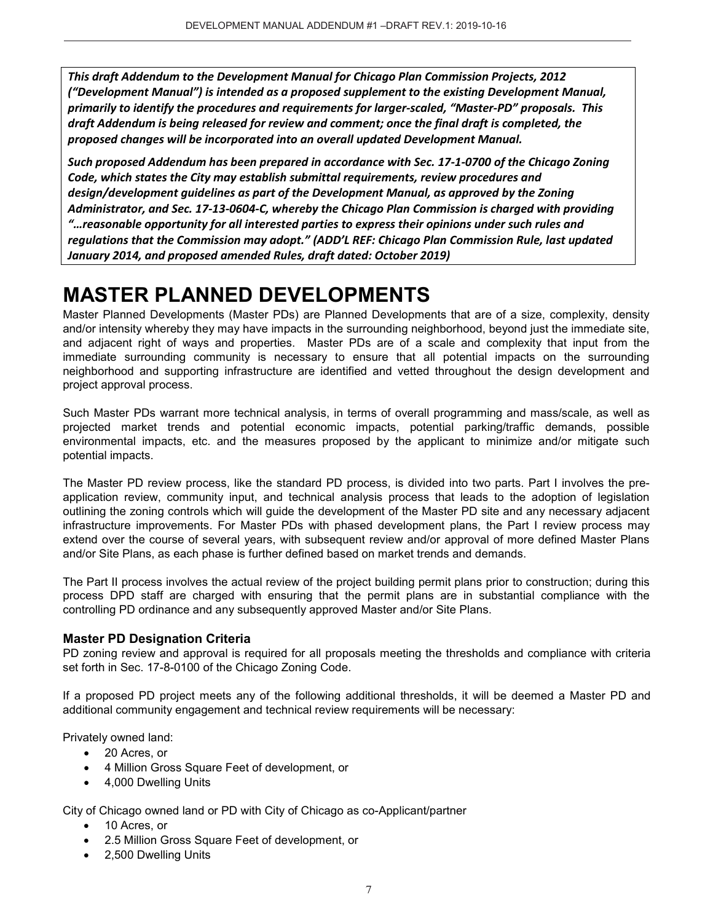*This draft Addendum to the Development Manual for Chicago Plan Commission Projects, 2012 ("Development Manual") is intended as a proposed supplement to the existing Development Manual, primarily to identify the procedures and requirements for larger-scaled, "Master-PD" proposals. This draft Addendum is being released for review and comment; once the final draft is completed, the proposed changes will be incorporated into an overall updated Development Manual.*

*Such proposed Addendum has been prepared in accordance with Sec. 17-1-0700 of the Chicago Zoning Code, which states the City may establish submittal requirements, review procedures and design/development guidelines as part of the Development Manual, as approved by the Zoning Administrator, and Sec. 17-13-0604-C, whereby the Chicago Plan Commission is charged with providing "…reasonable opportunity for all interested parties to express their opinions under such rules and regulations that the Commission may adopt." (ADD'L REF: Chicago Plan Commission Rule, last updated January 2014, and proposed amended Rules, draft dated: October 2019)*

# MASTER PLANNED DEVELOPMENTS

Master Planned Developments (Master PDs) are Planned Developments that are of a size, complexity, density and/or intensity whereby they may have impacts in the surrounding neighborhood, beyond just the immediate site, and adjacent right of ways and properties. Master PDs are of a scale and complexity that input from the immediate surrounding community is necessary to ensure that all potential impacts on the surrounding neighborhood and supporting infrastructure are identified and vetted throughout the design development and project approval process.

Such Master PDs warrant more technical analysis, in terms of overall programming and mass/scale, as well as projected market trends and potential economic impacts, potential parking/traffic demands, possible environmental impacts, etc. and the measures proposed by the applicant to minimize and/or mitigate such potential impacts.

The Master PD review process, like the standard PD process, is divided into two parts. Part I involves the pre-application review, community input, and technical analysis process that leads to the adoption of legislation outlining the zoning controls which will guide the development of the Master PD site and any necessary adjacent infrastructure improvements. For Master PDs with phased development plans, the Part I review process may extend over the course of several years, with subsequent review and/or approval of more defined Master Plans and/or Site Plans, as each phase is further defined based on market trends and demands.

The Part II process involves the actual review of the project building permit plans prior to construction; during this process DPD staff are charged with ensuring that the permit plans are in substantial compliance with the controlling PD ordinance and any subsequently approved Master and/or Site Plans.

### Master PD Designation Criteria

PD zoning review and approval is required for all proposals meeting the thresholds and compliance with criteria set forth in Sec. 17-8-0100 of the Chicago Zoning Code.

If a proposed PD project meets any of the following additional thresholds, it will be deemed a Master PD and additional community engagement and technical review requirements will be necessary:

Privately owned land:

- 20 Acres, or
- 4 Million Gross Square Feet of development, or
- 4,000 Dwelling Units

City of Chicago owned land or PD with City of Chicago as co-Applicant/partner

- 10 Acres, or
- 2.5 Million Gross Square Feet of development, or
- 2,500 Dwelling Units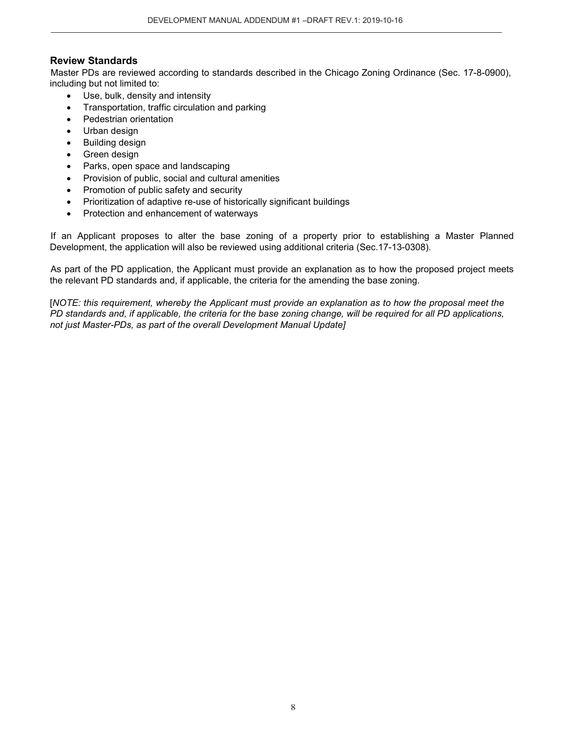## Review Standards

Master PDs are reviewed according to standards described in the Chicago Zoning Ordinance (Sec. 17-8-0900), including but not limited to:

- Use, bulk, density and intensity
- Transportation, traffic circulation and parking
- Pedestrian orientation
- Urban design
- Building design
- Green design
- Parks, open space and landscaping
- Provision of public, social and cultural amenities
- Promotion of public safety and security
- Prioritization of adaptive re-use of historically significant buildings
- Protection and enhancement of waterways

If an Applicant proposes to alter the base zoning of a property prior to establishing a Master Planned Development, the application will also be reviewed using additional criteria (Sec.17-13-0308).

As part of the PD application, the Applicant must provide an explanation as to how the proposed project meets the relevant PD standards and, if applicable, the criteria for the amending the base zoning.

[*NOTE: this requirement, whereby the Applicant must provide an explanation as to how the proposal meet the PD standards and, if applicable, the criteria for the base zoning change, will be required for all PD applications, not just Master-PDs, as part of the overall Development Manual Update]*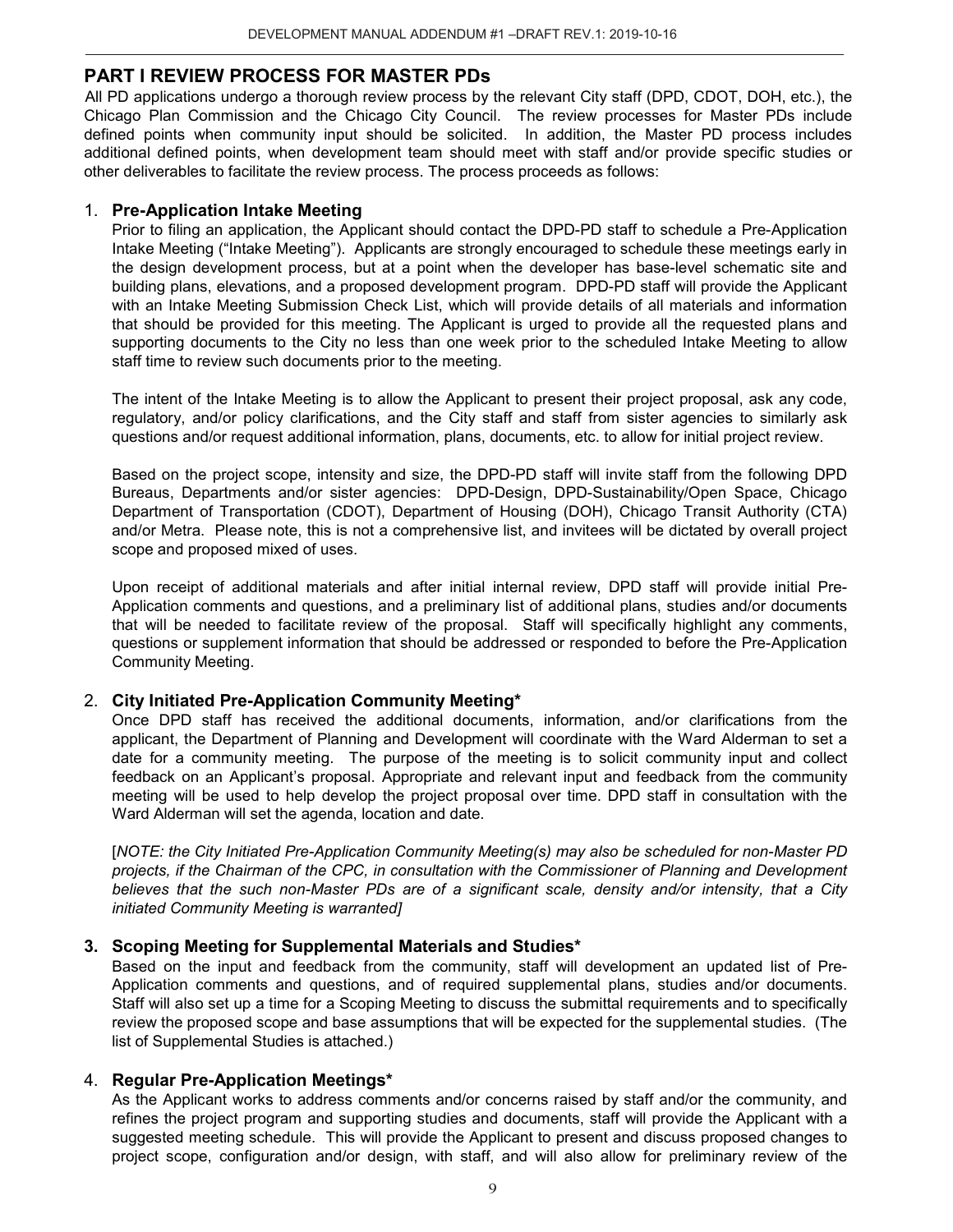## PART I REVIEW PROCESS FOR MASTER PDs

All PD applications undergo a thorough review process by the relevant City staff (DPD, CDOT, DOH, etc.), the Chicago Plan Commission and the Chicago City Council. The review processes for Master PDs include defined points when community input should be solicited. In addition, the Master PD process includes additional defined points, when development team should meet with staff and/or provide specific studies or other deliverables to facilitate the review process. The process proceeds as follows:

1. **Pre-Application Intake Meeting**

   Prior to filing an application, the Applicant should contact the DPD-PD staff to schedule a Pre-Application Intake Meeting ("Intake Meeting"). Applicants are strongly encouraged to schedule these meetings early in the design development process, but at a point when the developer has base-level schematic site and building plans, elevations, and a proposed development program. DPD-PD staff will provide the Applicant with an Intake Meeting Submission Check List, which will provide details of all materials and information that should be provided for this meeting. The Applicant is urged to provide all the requested plans and supporting documents to the City no less than one week prior to the scheduled Intake Meeting to allow staff time to review such documents prior to the meeting.

   The intent of the Intake Meeting is to allow the Applicant to present their project proposal, ask any code, regulatory, and/or policy clarifications, and the City staff and staff from sister agencies to similarly ask questions and/or request additional information, plans, documents, etc. to allow for initial project review.

   Based on the project scope, intensity and size, the DPD-PD staff will invite staff from the following DPD Bureaus, Departments and/or sister agencies: DPD-Design, DPD-Sustainability/Open Space, Chicago Department of Transportation (CDOT), Department of Housing (DOH), Chicago Transit Authority (CTA) and/or Metra. Please note, this is not a comprehensive list, and invitees will be dictated by overall project scope and proposed mixed of uses.

   Upon receipt of additional materials and after initial internal review, DPD staff will provide initial Pre-Application comments and questions, and a preliminary list of additional plans, studies and/or documents that will be needed to facilitate review of the proposal. Staff will specifically highlight any comments, questions or supplement information that should be addressed or responded to before the Pre-Application Community Meeting.

2. **City Initiated Pre-Application Community Meeting***

   Once DPD staff has received the additional documents, information, and/or clarifications from the applicant, the Department of Planning and Development will coordinate with the Ward Alderman to set a date for a community meeting. The purpose of the meeting is to solicit community input and collect feedback on an Applicant's proposal. Appropriate and relevant input and feedback from the community meeting will be used to help develop the project proposal over time. DPD staff in consultation with the Ward Alderman will set the agenda, location and date.

   [*NOTE: the City Initiated Pre-Application Community Meeting(s) may also be scheduled for non-Master PD projects, if the Chairman of the CPC, in consultation with the Commissioner of Planning and Development believes that the such non-Master PDs are of a significant scale, density and/or intensity, that a City initiated Community Meeting is warranted*]

3. **Scoping Meeting for Supplemental Materials and Studies***

   Based on the input and feedback from the community, staff will development an updated list of Pre-Application comments and questions, and of required supplemental plans, studies and/or documents. Staff will also set up a time for a Scoping Meeting to discuss the submittal requirements and to specifically review the proposed scope and base assumptions that will be expected for the supplemental studies. (The list of Supplemental Studies is attached.)

4. **Regular Pre-Application Meetings***

   As the Applicant works to address comments and/or concerns raised by staff and/or the community, and refines the project program and supporting studies and documents, staff will provide the Applicant with a suggested meeting schedule. This will provide the Applicant to present and discuss proposed changes to project scope, configuration and/or design, with staff, and will also allow for preliminary review of the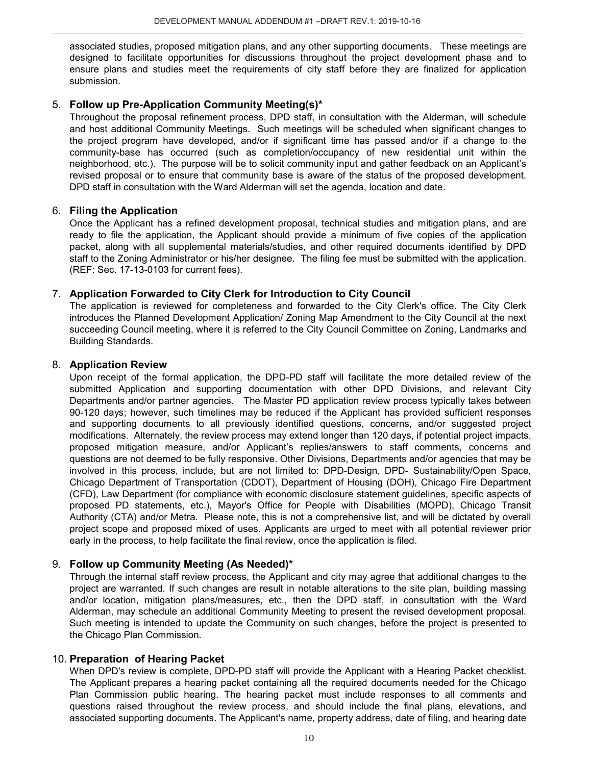associated studies, proposed mitigation plans, and any other supporting documents. These meetings are designed to facilitate opportunities for discussions throughout the project development phase and to ensure plans and studies meet the requirements of city staff before they are finalized for application submission.

5. **Follow up Pre-Application Community Meeting(s)***
   Throughout the proposal refinement process, DPD staff, in consultation with the Alderman, will schedule and host additional Community Meetings. Such meetings will be scheduled when significant changes to the project program have developed, and/or if significant time has passed and/or if a change to the community-base has occurred (such as completion/occupancy of new residential unit within the neighborhood, etc.). The purpose will be to solicit community input and gather feedback on an Applicant's revised proposal or to ensure that community base is aware of the status of the proposed development. DPD staff in consultation with the Ward Alderman will set the agenda, location and date.

6. **Filing the Application**
   Once the Applicant has a refined development proposal, technical studies and mitigation plans, and are ready to file the application, the Applicant should provide a minimum of five copies of the application packet, along with all supplemental materials/studies, and other required documents identified by DPD staff to the Zoning Administrator or his/her designee. The filing fee must be submitted with the application. (REF: Sec. 17-13-0103 for current fees).

7. **Application Forwarded to City Clerk for Introduction to City Council**
   The application is reviewed for completeness and forwarded to the City Clerk's office. The City Clerk introduces the Planned Development Application/ Zoning Map Amendment to the City Council at the next succeeding Council meeting, where it is referred to the City Council Committee on Zoning, Landmarks and Building Standards.

8. **Application Review**
   Upon receipt of the formal application, the DPD-PD staff will facilitate the more detailed review of the submitted Application and supporting documentation with other DPD Divisions, and relevant City Departments and/or partner agencies. The Master PD application review process typically takes between 90-120 days; however, such timelines may be reduced if the Applicant has provided sufficient responses and supporting documents to all previously identified questions, concerns, and/or suggested project modifications. Alternately, the review process may extend longer than 120 days, if potential project impacts, proposed mitigation measure, and/or Applicant's replies/answers to staff comments, concerns and questions are not deemed to be fully responsive. Other Divisions, Departments and/or agencies that may be involved in this process, include, but are not limited to: DPD-Design, DPD- Sustainability/Open Space, Chicago Department of Transportation (CDOT), Department of Housing (DOH), Chicago Fire Department (CFD), Law Department (for compliance with economic disclosure statement guidelines, specific aspects of proposed PD statements, etc.), Mayor's Office for People with Disabilities (MOPD), Chicago Transit Authority (CTA) and/or Metra. Please note, this is not a comprehensive list, and will be dictated by overall project scope and proposed mixed of uses. Applicants are urged to meet with all potential reviewer prior early in the process, to help facilitate the final review, once the application is filed.

9. **Follow up Community Meeting (As Needed)***
   Through the internal staff review process, the Applicant and city may agree that additional changes to the project are warranted. If such changes are result in notable alterations to the site plan, building massing and/or location, mitigation plans/measures, etc., then the DPD staff, in consultation with the Ward Alderman, may schedule an additional Community Meeting to present the revised development proposal. Such meeting is intended to update the Community on such changes, before the project is presented to the Chicago Plan Commission.

10. **Preparation of Hearing Packet**
    When DPD's review is complete, DPD-PD staff will provide the Applicant with a Hearing Packet checklist. The Applicant prepares a hearing packet containing all the required documents needed for the Chicago Plan Commission public hearing. The hearing packet must include responses to all comments and questions raised throughout the review process, and should include the final plans, elevations, and associated supporting documents. The Applicant's name, property address, date of filing, and hearing date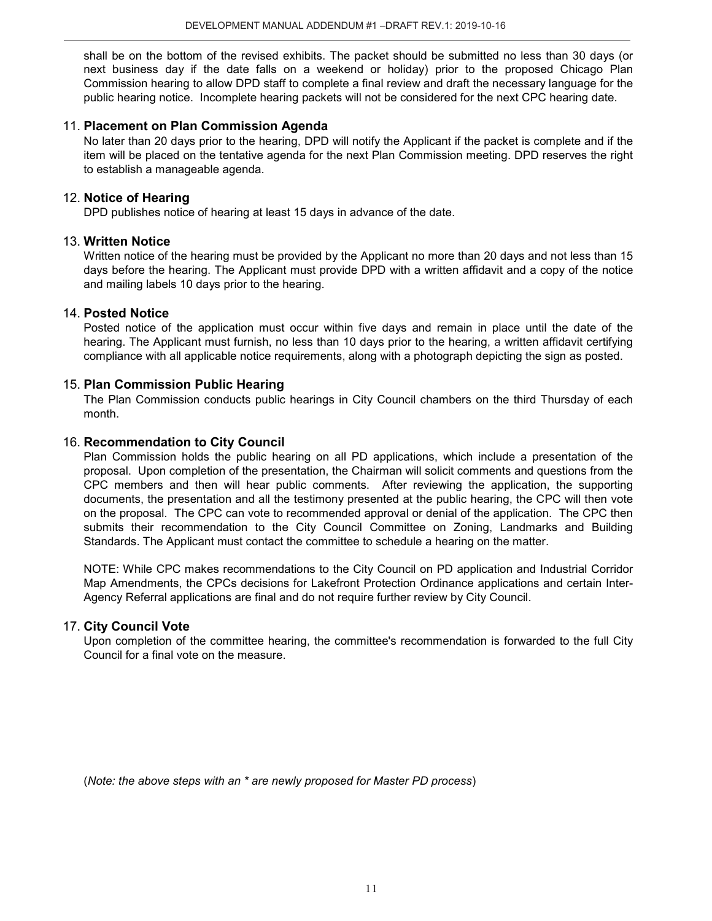shall be on the bottom of the revised exhibits. The packet should be submitted no less than 30 days (or next business day if the date falls on a weekend or holiday) prior to the proposed Chicago Plan Commission hearing to allow DPD staff to complete a final review and draft the necessary language for the public hearing notice. Incomplete hearing packets will not be considered for the next CPC hearing date.

11. **Placement on Plan Commission Agenda**
    No later than 20 days prior to the hearing, DPD will notify the Applicant if the packet is complete and if the item will be placed on the tentative agenda for the next Plan Commission meeting. DPD reserves the right to establish a manageable agenda.

12. **Notice of Hearing**
    DPD publishes notice of hearing at least 15 days in advance of the date.

13. **Written Notice**
    Written notice of the hearing must be provided by the Applicant no more than 20 days and not less than 15 days before the hearing. The Applicant must provide DPD with a written affidavit and a copy of the notice and mailing labels 10 days prior to the hearing.

14. **Posted Notice**
    Posted notice of the application must occur within five days and remain in place until the date of the hearing. The Applicant must furnish, no less than 10 days prior to the hearing, a written affidavit certifying compliance with all applicable notice requirements, along with a photograph depicting the sign as posted.

15. **Plan Commission Public Hearing**
    The Plan Commission conducts public hearings in City Council chambers on the third Thursday of each month.

16. **Recommendation to City Council**
    Plan Commission holds the public hearing on all PD applications, which include a presentation of the proposal. Upon completion of the presentation, the Chairman will solicit comments and questions from the CPC members and then will hear public comments. After reviewing the application, the supporting documents, the presentation and all the testimony presented at the public hearing, the CPC will then vote on the proposal. The CPC can vote to recommended approval or denial of the application. The CPC then submits their recommendation to the City Council Committee on Zoning, Landmarks and Building Standards. The Applicant must contact the committee to schedule a hearing on the matter.

    NOTE: While CPC makes recommendations to the City Council on PD application and Industrial Corridor Map Amendments, the CPCs decisions for Lakefront Protection Ordinance applications and certain Inter-Agency Referral applications are final and do not require further review by City Council.

17. **City Council Vote**
    Upon completion of the committee hearing, the committee's recommendation is forwarded to the full City Council for a final vote on the measure.

(*Note: the above steps with an * are newly proposed for Master PD process*)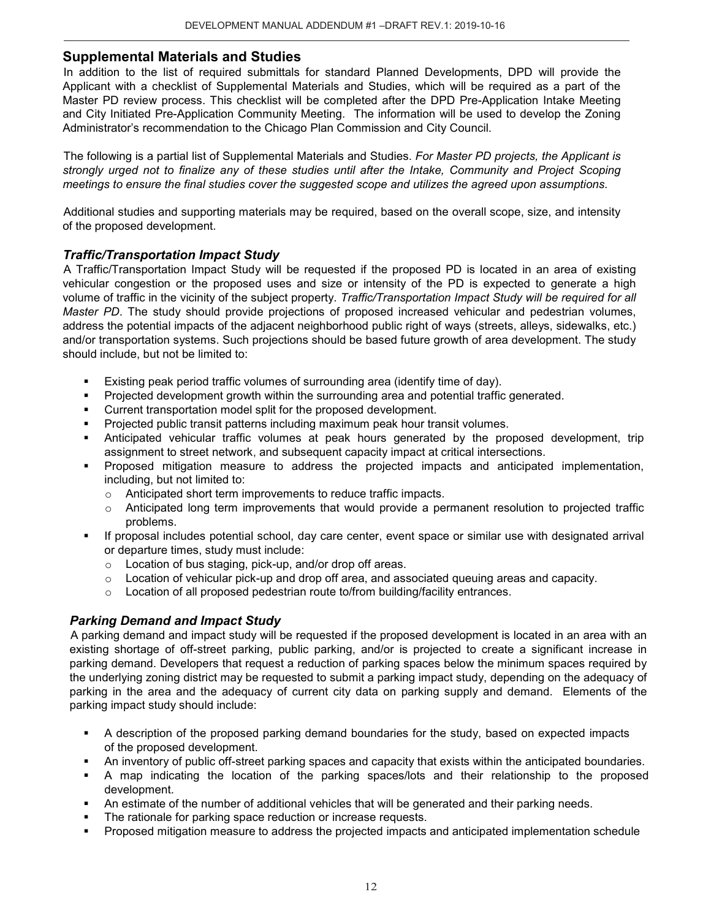## Supplemental Materials and Studies

In addition to the list of required submittals for standard Planned Developments, DPD will provide the Applicant with a checklist of Supplemental Materials and Studies, which will be required as a part of the Master PD review process. This checklist will be completed after the DPD Pre-Application Intake Meeting and City Initiated Pre-Application Community Meeting. The information will be used to develop the Zoning Administrator's recommendation to the Chicago Plan Commission and City Council.

The following is a partial list of Supplemental Materials and Studies. *For Master PD projects, the Applicant is strongly urged not to finalize any of these studies until after the Intake, Community and Project Scoping meetings to ensure the final studies cover the suggested scope and utilizes the agreed upon assumptions.*

Additional studies and supporting materials may be required, based on the overall scope, size, and intensity of the proposed development.

### *Traffic/Transportation Impact Study*

A Traffic/Transportation Impact Study will be requested if the proposed PD is located in an area of existing vehicular congestion or the proposed uses and size or intensity of the PD is expected to generate a high volume of traffic in the vicinity of the subject property. *Traffic/Transportation Impact Study will be required for all Master PD*. The study should provide projections of proposed increased vehicular and pedestrian volumes, address the potential impacts of the adjacent neighborhood public right of ways (streets, alleys, sidewalks, etc.) and/or transportation systems. Such projections should be based future growth of area development. The study should include, but not be limited to:

- Existing peak period traffic volumes of surrounding area (identify time of day).
- Projected development growth within the surrounding area and potential traffic generated.
- Current transportation model split for the proposed development.
- Projected public transit patterns including maximum peak hour transit volumes.
- Anticipated vehicular traffic volumes at peak hours generated by the proposed development, trip assignment to street network, and subsequent capacity impact at critical intersections.
- Proposed mitigation measure to address the projected impacts and anticipated implementation, including, but not limited to:
  - Anticipated short term improvements to reduce traffic impacts.
  - Anticipated long term improvements that would provide a permanent resolution to projected traffic problems.
- If proposal includes potential school, day care center, event space or similar use with designated arrival or departure times, study must include:
  - Location of bus staging, pick-up, and/or drop off areas.
  - Location of vehicular pick-up and drop off area, and associated queuing areas and capacity.
  - Location of all proposed pedestrian route to/from building/facility entrances.

### *Parking Demand and Impact Study*

A parking demand and impact study will be requested if the proposed development is located in an area with an existing shortage of off-street parking, public parking, and/or is projected to create a significant increase in parking demand. Developers that request a reduction of parking spaces below the minimum spaces required by the underlying zoning district may be requested to submit a parking impact study, depending on the adequacy of parking in the area and the adequacy of current city data on parking supply and demand. Elements of the parking impact study should include:

- A description of the proposed parking demand boundaries for the study, based on expected impacts of the proposed development.
- An inventory of public off-street parking spaces and capacity that exists within the anticipated boundaries.
- A map indicating the location of the parking spaces/lots and their relationship to the proposed development.
- An estimate of the number of additional vehicles that will be generated and their parking needs.
- The rationale for parking space reduction or increase requests.
- Proposed mitigation measure to address the projected impacts and anticipated implementation schedule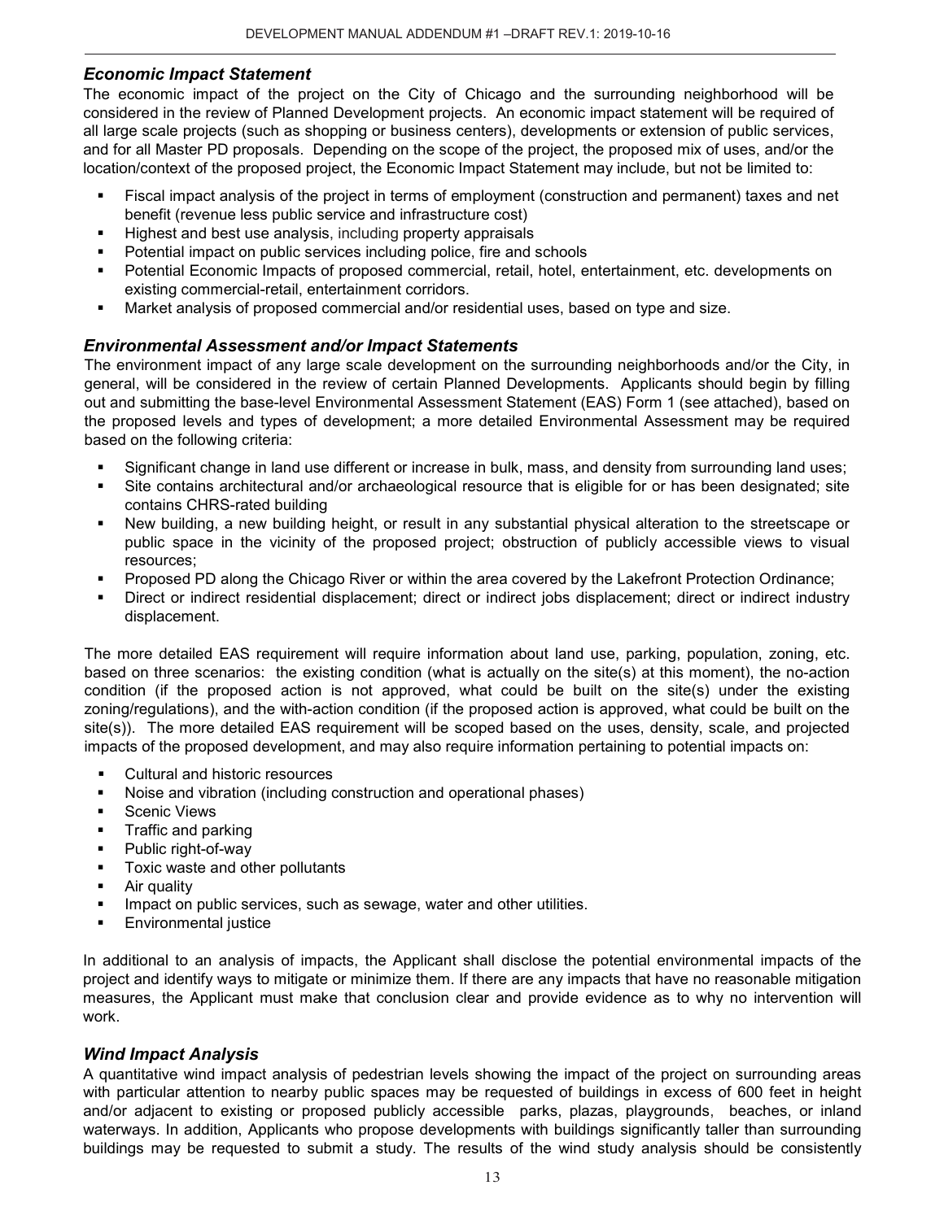### *Economic Impact Statement*

The economic impact of the project on the City of Chicago and the surrounding neighborhood will be considered in the review of Planned Development projects. An economic impact statement will be required of all large scale projects (such as shopping or business centers), developments or extension of public services, and for all Master PD proposals. Depending on the scope of the project, the proposed mix of uses, and/or the location/context of the proposed project, the Economic Impact Statement may include, but not be limited to:

- Fiscal impact analysis of the project in terms of employment (construction and permanent) taxes and net benefit (revenue less public service and infrastructure cost)
- Highest and best use analysis, including property appraisals
- Potential impact on public services including police, fire and schools
- Potential Economic Impacts of proposed commercial, retail, hotel, entertainment, etc. developments on existing commercial-retail, entertainment corridors.
- Market analysis of proposed commercial and/or residential uses, based on type and size.

### *Environmental Assessment and/or Impact Statements*

The environment impact of any large scale development on the surrounding neighborhoods and/or the City, in general, will be considered in the review of certain Planned Developments. Applicants should begin by filling out and submitting the base-level Environmental Assessment Statement (EAS) Form 1 (see attached), based on the proposed levels and types of development; a more detailed Environmental Assessment may be required based on the following criteria:

- Significant change in land use different or increase in bulk, mass, and density from surrounding land uses;
- Site contains architectural and/or archaeological resource that is eligible for or has been designated; site contains CHRS-rated building
- New building, a new building height, or result in any substantial physical alteration to the streetscape or public space in the vicinity of the proposed project; obstruction of publicly accessible views to visual resources;
- Proposed PD along the Chicago River or within the area covered by the Lakefront Protection Ordinance;
- Direct or indirect residential displacement; direct or indirect jobs displacement; direct or indirect industry displacement.

The more detailed EAS requirement will require information about land use, parking, population, zoning, etc. based on three scenarios: the existing condition (what is actually on the site(s) at this moment), the no-action condition (if the proposed action is not approved, what could be built on the site(s) under the existing zoning/regulations), and the with-action condition (if the proposed action is approved, what could be built on the site(s)). The more detailed EAS requirement will be scoped based on the uses, density, scale, and projected impacts of the proposed development, and may also require information pertaining to potential impacts on:

- Cultural and historic resources
- Noise and vibration (including construction and operational phases)
- Scenic Views
- Traffic and parking
- Public right-of-way
- Toxic waste and other pollutants
- Air quality
- Impact on public services, such as sewage, water and other utilities.
- Environmental justice

In additional to an analysis of impacts, the Applicant shall disclose the potential environmental impacts of the project and identify ways to mitigate or minimize them. If there are any impacts that have no reasonable mitigation measures, the Applicant must make that conclusion clear and provide evidence as to why no intervention will work.

### *Wind Impact Analysis*

A quantitative wind impact analysis of pedestrian levels showing the impact of the project on surrounding areas with particular attention to nearby public spaces may be requested of buildings in excess of 600 feet in height and/or adjacent to existing or proposed publicly accessible parks, plazas, playgrounds, beaches, or inland waterways. In addition, Applicants who propose developments with buildings significantly taller than surrounding buildings may be requested to submit a study. The results of the wind study analysis should be consistently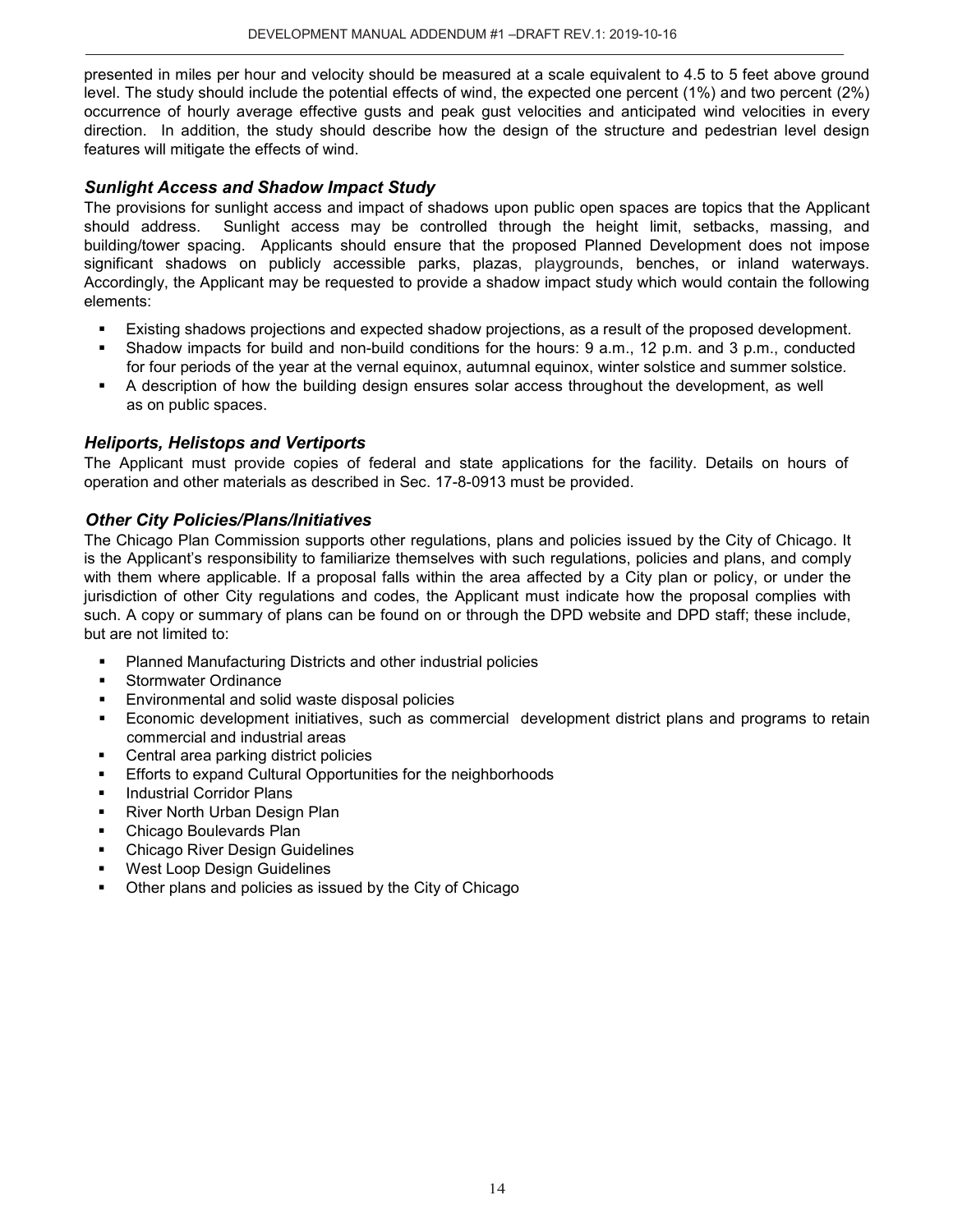presented in miles per hour and velocity should be measured at a scale equivalent to 4.5 to 5 feet above ground level. The study should include the potential effects of wind, the expected one percent (1%) and two percent (2%) occurrence of hourly average effective gusts and peak gust velocities and anticipated wind velocities in every direction. In addition, the study should describe how the design of the structure and pedestrian level design features will mitigate the effects of wind.

### *Sunlight Access and Shadow Impact Study*

The provisions for sunlight access and impact of shadows upon public open spaces are topics that the Applicant should address. Sunlight access may be controlled through the height limit, setbacks, massing, and building/tower spacing. Applicants should ensure that the proposed Planned Development does not impose significant shadows on publicly accessible parks, plazas, playgrounds, benches, or inland waterways. Accordingly, the Applicant may be requested to provide a shadow impact study which would contain the following elements:

- Existing shadows projections and expected shadow projections, as a result of the proposed development.
- Shadow impacts for build and non-build conditions for the hours: 9 a.m., 12 p.m. and 3 p.m., conducted for four periods of the year at the vernal equinox, autumnal equinox, winter solstice and summer solstice.
- A description of how the building design ensures solar access throughout the development, as well as on public spaces.

### *Heliports, Helistops and Vertiports*

The Applicant must provide copies of federal and state applications for the facility. Details on hours of operation and other materials as described in Sec. 17-8-0913 must be provided.

### *Other City Policies/Plans/Initiatives*

The Chicago Plan Commission supports other regulations, plans and policies issued by the City of Chicago. It is the Applicant's responsibility to familiarize themselves with such regulations, policies and plans, and comply with them where applicable. If a proposal falls within the area affected by a City plan or policy, or under the jurisdiction of other City regulations and codes, the Applicant must indicate how the proposal complies with such. A copy or summary of plans can be found on or through the DPD website and DPD staff; these include, but are not limited to:

- Planned Manufacturing Districts and other industrial policies
- Stormwater Ordinance
- Environmental and solid waste disposal policies
- Economic development initiatives, such as commercial development district plans and programs to retain commercial and industrial areas
- Central area parking district policies
- Efforts to expand Cultural Opportunities for the neighborhoods
- Industrial Corridor Plans
- River North Urban Design Plan
- Chicago Boulevards Plan
- Chicago River Design Guidelines
- West Loop Design Guidelines
- Other plans and policies as issued by the City of Chicago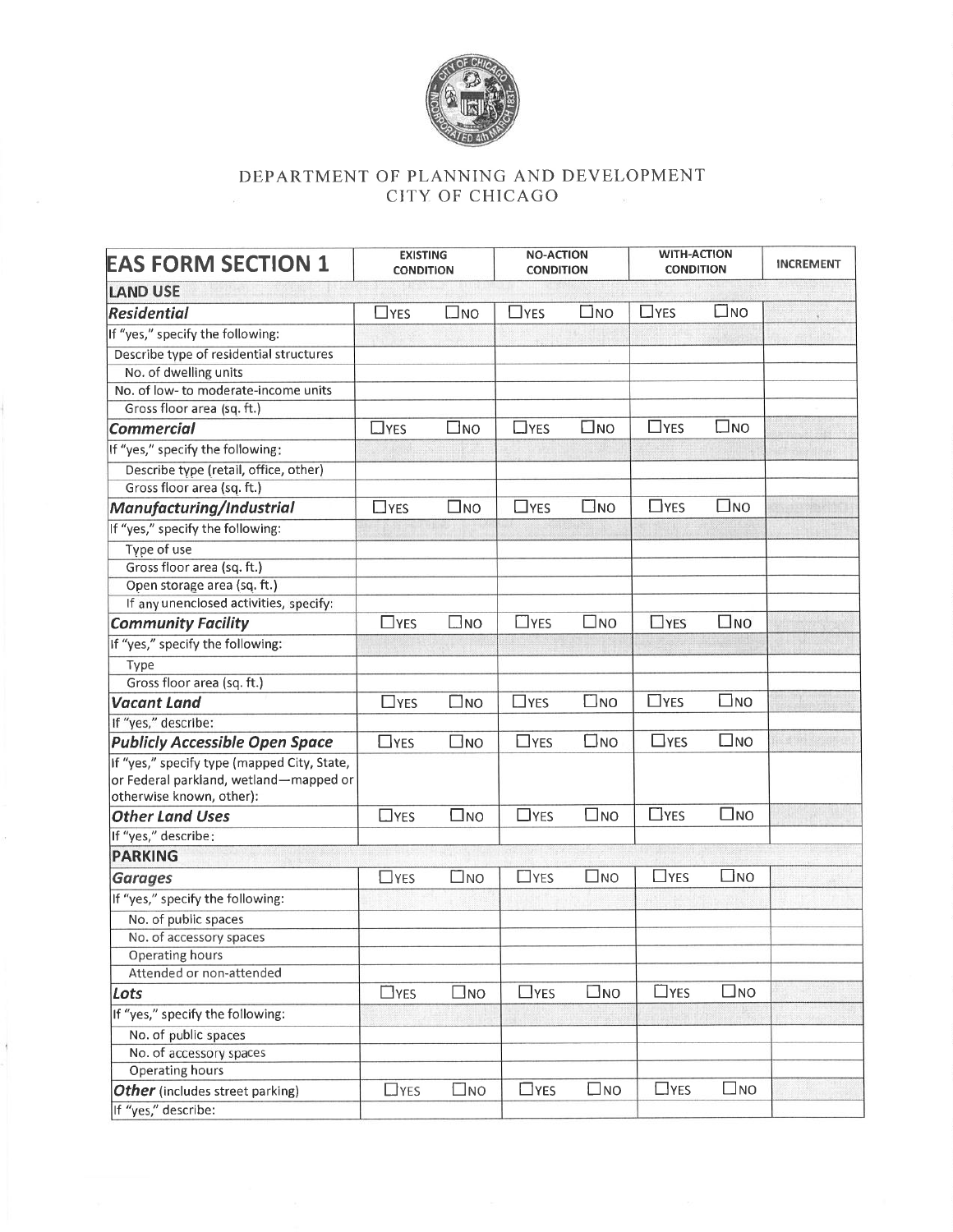DEPARTMENT OF PLANNING AND DEVELOPMENT
CITY OF CHICAGO

| EAS FORM SECTION 1 | EXISTING CONDITION | | NO-ACTION CONDITION | | WITH-ACTION CONDITION | | INCREMENT |
|---|---|---|---|---|---|---|---|
| **LAND USE** | | | | | | | |
| ***Residential*** | ☐YES | ☐NO | ☐YES | ☐NO | ☐YES | ☐NO | |
| If "yes," specify the following: | | | | | | | |
| Describe type of residential structures | | | | | | | |
| No. of dwelling units | | | | | | | |
| No. of low- to moderate-income units | | | | | | | |
| Gross floor area (sq. ft.) | | | | | | | |
| ***Commercial*** | ☐YES | ☐NO | ☐YES | ☐NO | ☐YES | ☐NO | |
| If "yes," specify the following: | | | | | | | |
| Describe type (retail, office, other) | | | | | | | |
| Gross floor area (sq. ft.) | | | | | | | |
| ***Manufacturing/Industrial*** | ☐YES | ☐NO | ☐YES | ☐NO | ☐YES | ☐NO | |
| If "yes," specify the following: | | | | | | | |
| Type of use | | | | | | | |
| Gross floor area (sq. ft.) | | | | | | | |
| Open storage area (sq. ft.) | | | | | | | |
| If any unenclosed activities, specify: | | | | | | | |
| ***Community Facility*** | ☐YES | ☐NO | ☐YES | ☐NO | ☐YES | ☐NO | |
| If "yes," specify the following: | | | | | | | |
| Type | | | | | | | |
| Gross floor area (sq. ft.) | | | | | | | |
| ***Vacant Land*** | ☐YES | ☐NO | ☐YES | ☐NO | ☐YES | ☐NO | |
| If "yes," describe: | | | | | | | |
| ***Publicly Accessible Open Space*** | ☐YES | ☐NO | ☐YES | ☐NO | ☐YES | ☐NO | |
| If "yes," specify type (mapped City, State, or Federal parkland, wetland—mapped or otherwise known, other): | | | | | | | |
| ***Other Land Uses*** | ☐YES | ☐NO | ☐YES | ☐NO | ☐YES | ☐NO | |
| If "yes," describe: | | | | | | | |
| **PARKING** | | | | | | | |
| ***Garages*** | ☐YES | ☐NO | ☐YES | ☐NO | ☐YES | ☐NO | |
| If "yes," specify the following: | | | | | | | |
| No. of public spaces | | | | | | | |
| No. of accessory spaces | | | | | | | |
| Operating hours | | | | | | | |
| Attended or non-attended | | | | | | | |
| ***Lots*** | ☐YES | ☐NO | ☐YES | ☐NO | ☐YES | ☐NO | |
| If "yes," specify the following: | | | | | | | |
| No. of public spaces | | | | | | | |
| No. of accessory spaces | | | | | | | |
| Operating hours | | | | | | | |
| ***Other*** (includes street parking) | ☐YES | ☐NO | ☐YES | ☐NO | ☐YES | ☐NO | |
| If "yes," describe: | | | | | | | |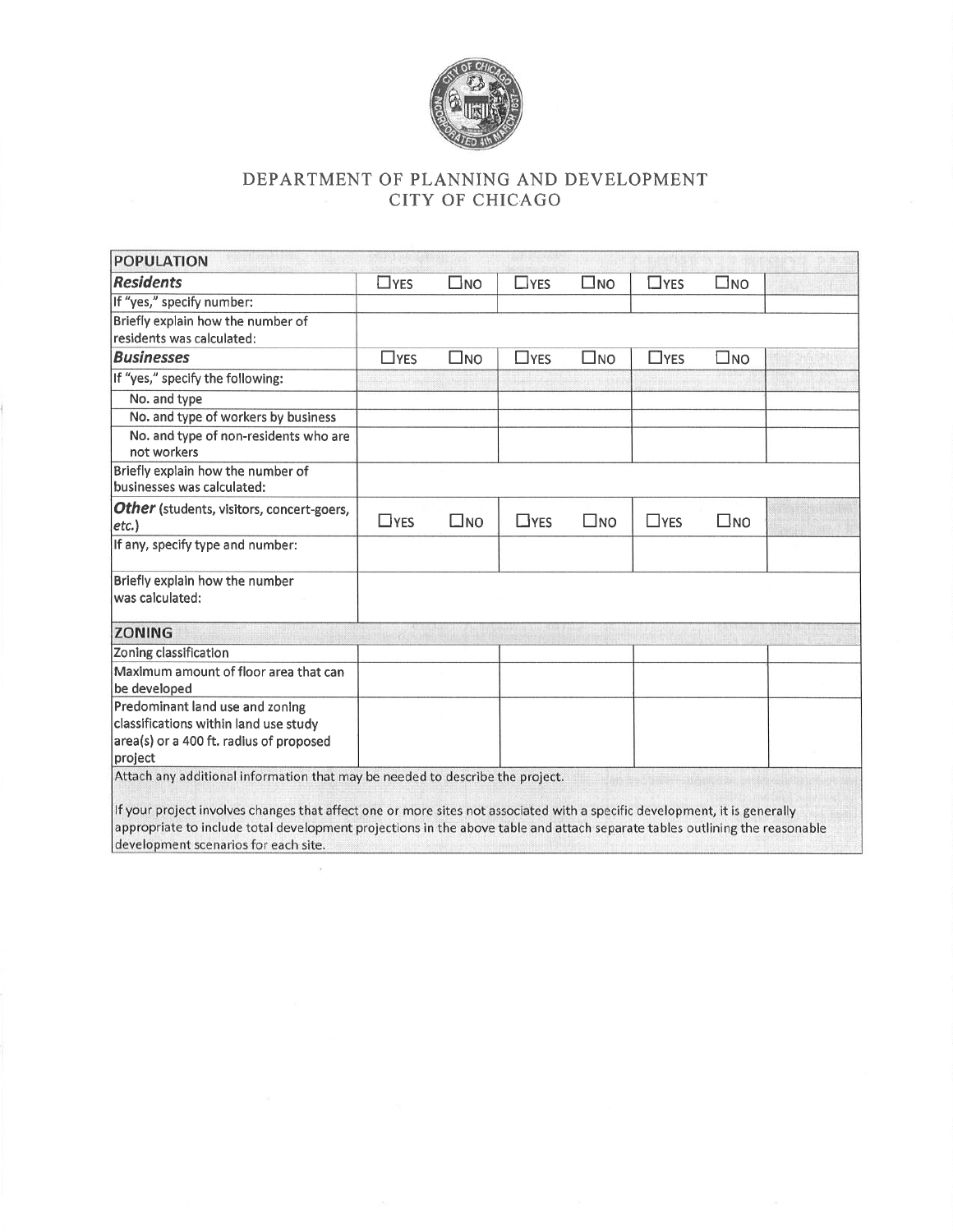# DEPARTMENT OF PLANNING AND DEVELOPMENT
## CITY OF CHICAGO

| | | | | | | | |
|---|---|---|---|---|---|---|---|
| **POPULATION** | | | | | | | |
| ***Residents*** | ☐YES | ☐NO | ☐YES | ☐NO | ☐YES | ☐NO | |
| If "yes," specify number: | | | | | | | |
| Briefly explain how the number of residents was calculated: | | | | | | | |
| ***Businesses*** | ☐YES | ☐NO | ☐YES | ☐NO | ☐YES | ☐NO | |
| If "yes," specify the following: | | | | | | | |
| No. and type | | | | | | | |
| No. and type of workers by business | | | | | | | |
| No. and type of non-residents who are not workers | | | | | | | |
| Briefly explain how the number of businesses was calculated: | | | | | | | |
| ***Other*** (students, visitors, concert-goers, *etc.*) | ☐YES | ☐NO | ☐YES | ☐NO | ☐YES | ☐NO | |
| If any, specify type and number: | | | | | | | |
| Briefly explain how the number was calculated: | | | | | | | |
| **ZONING** | | | | | | | |
| Zoning classification | | | | | | | |
| Maximum amount of floor area that can be developed | | | | | | | |
| Predominant land use and zoning classifications within land use study area(s) or a 400 ft. radius of proposed project | | | | | | | |

Attach any additional information that may be needed to describe the project.

If your project involves changes that affect one or more sites not associated with a specific development, it is generally appropriate to include total development projections in the above table and attach separate tables outlining the reasonable development scenarios for each site.